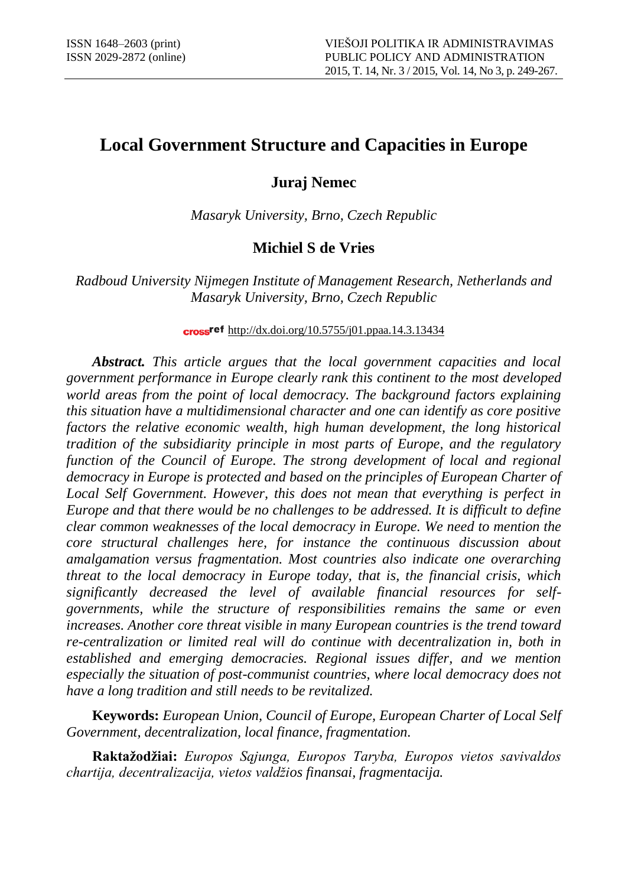# Local Government Structure and Capacities in Europe

**Juraj Nemec**

*Masaryk University, Brno, Czech Republic*

**Michiel S de Vries**

*Radboud University Nijmegen Institute of Management Research, Netherlands and Masaryk University, Brno, Czech Republic*

http://dx.doi.org/10.5755/j01.ppaa.14.3.13434

***Abstract.*** *This article argues that the local government capacities and local government performance in Europe clearly rank this continent to the most developed world areas from the point of local democracy. The background factors explaining this situation have a multidimensional character and one can identify as core positive factors the relative economic wealth, high human development, the long historical tradition of the subsidiarity principle in most parts of Europe, and the regulatory function of the Council of Europe. The strong development of local and regional democracy in Europe is protected and based on the principles of European Charter of Local Self Government. However, this does not mean that everything is perfect in Europe and that there would be no challenges to be addressed. It is difficult to define clear common weaknesses of the local democracy in Europe. We need to mention the core structural challenges here, for instance the continuous discussion about amalgamation versus fragmentation. Most countries also indicate one overarching threat to the local democracy in Europe today, that is, the financial crisis, which significantly decreased the level of available financial resources for self-governments, while the structure of responsibilities remains the same or even increases. Another core threat visible in many European countries is the trend toward re-centralization or limited real will do continue with decentralization in, both in established and emerging democracies. Regional issues differ, and we mention especially the situation of post-communist countries, where local democracy does not have a long tradition and still needs to be revitalized.*

**Keywords:** *European Union, Council of Europe, European Charter of Local Self Government, decentralization, local finance, fragmentation.*

**Raktažodžiai:** *Europos Sąjunga, Europos Taryba, Europos vietos savivaldos chartija, decentralizacija, vietos valdžios finansai, fragmentacija.*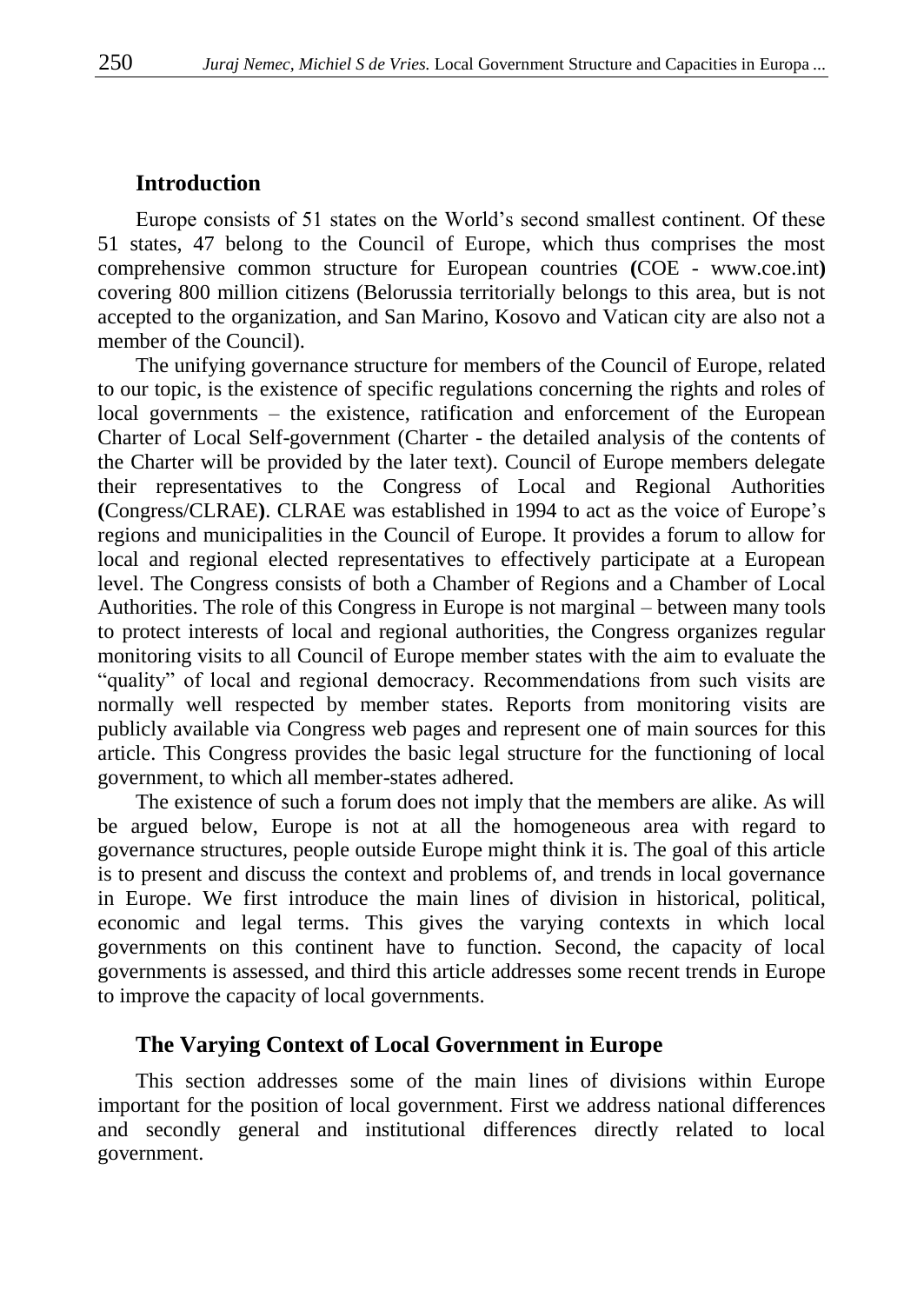## Introduction

Europe consists of 51 states on the World's second smallest continent. Of these 51 states, 47 belong to the Council of Europe, which thus comprises the most comprehensive common structure for European countries **(**COE - www.coe.int**)** covering 800 million citizens (Belorussia territorially belongs to this area, but is not accepted to the organization, and San Marino, Kosovo and Vatican city are also not a member of the Council).

The unifying governance structure for members of the Council of Europe, related to our topic, is the existence of specific regulations concerning the rights and roles of local governments – the existence, ratification and enforcement of the European Charter of Local Self-government (Charter - the detailed analysis of the contents of the Charter will be provided by the later text). Council of Europe members delegate their representatives to the Congress of Local and Regional Authorities **(**Congress/CLRAE**)**. CLRAE was established in 1994 to act as the voice of Europe's regions and municipalities in the Council of Europe. It provides a forum to allow for local and regional elected representatives to effectively participate at a European level. The Congress consists of both a Chamber of Regions and a Chamber of Local Authorities. The role of this Congress in Europe is not marginal – between many tools to protect interests of local and regional authorities, the Congress organizes regular monitoring visits to all Council of Europe member states with the aim to evaluate the "quality" of local and regional democracy. Recommendations from such visits are normally well respected by member states. Reports from monitoring visits are publicly available via Congress web pages and represent one of main sources for this article. This Congress provides the basic legal structure for the functioning of local government, to which all member-states adhered.

The existence of such a forum does not imply that the members are alike. As will be argued below, Europe is not at all the homogeneous area with regard to governance structures, people outside Europe might think it is. The goal of this article is to present and discuss the context and problems of, and trends in local governance in Europe. We first introduce the main lines of division in historical, political, economic and legal terms. This gives the varying contexts in which local governments on this continent have to function. Second, the capacity of local governments is assessed, and third this article addresses some recent trends in Europe to improve the capacity of local governments.

## The Varying Context of Local Government in Europe

This section addresses some of the main lines of divisions within Europe important for the position of local government. First we address national differences and secondly general and institutional differences directly related to local government.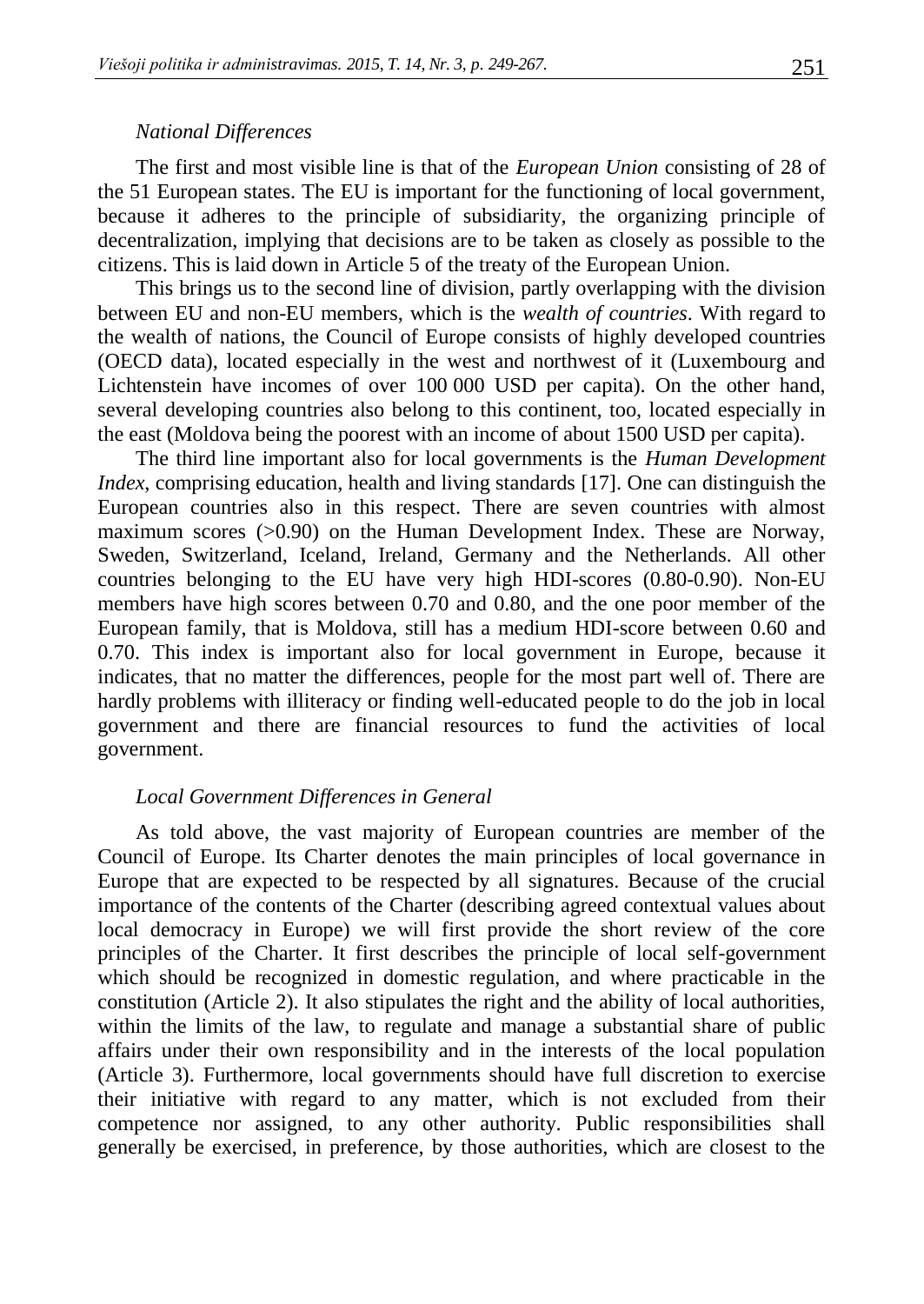### *National Differences*

The first and most visible line is that of the *European Union* consisting of 28 of the 51 European states. The EU is important for the functioning of local government, because it adheres to the principle of subsidiarity, the organizing principle of decentralization, implying that decisions are to be taken as closely as possible to the citizens. This is laid down in Article 5 of the treaty of the European Union.

This brings us to the second line of division, partly overlapping with the division between EU and non-EU members, which is the *wealth of countries*. With regard to the wealth of nations, the Council of Europe consists of highly developed countries (OECD data), located especially in the west and northwest of it (Luxembourg and Lichtenstein have incomes of over 100 000 USD per capita). On the other hand, several developing countries also belong to this continent, too, located especially in the east (Moldova being the poorest with an income of about 1500 USD per capita).

The third line important also for local governments is the *Human Development Index*, comprising education, health and living standards [17]. One can distinguish the European countries also in this respect. There are seven countries with almost maximum scores (>0.90) on the Human Development Index. These are Norway, Sweden, Switzerland, Iceland, Ireland, Germany and the Netherlands. All other countries belonging to the EU have very high HDI-scores (0.80-0.90). Non-EU members have high scores between 0.70 and 0.80, and the one poor member of the European family, that is Moldova, still has a medium HDI-score between 0.60 and 0.70. This index is important also for local government in Europe, because it indicates, that no matter the differences, people for the most part well of. There are hardly problems with illiteracy or finding well-educated people to do the job in local government and there are financial resources to fund the activities of local government.

### *Local Government Differences in General*

As told above, the vast majority of European countries are member of the Council of Europe. Its Charter denotes the main principles of local governance in Europe that are expected to be respected by all signatures. Because of the crucial importance of the contents of the Charter (describing agreed contextual values about local democracy in Europe) we will first provide the short review of the core principles of the Charter. It first describes the principle of local self-government which should be recognized in domestic regulation, and where practicable in the constitution (Article 2). It also stipulates the right and the ability of local authorities, within the limits of the law, to regulate and manage a substantial share of public affairs under their own responsibility and in the interests of the local population (Article 3). Furthermore, local governments should have full discretion to exercise their initiative with regard to any matter, which is not excluded from their competence nor assigned, to any other authority. Public responsibilities shall generally be exercised, in preference, by those authorities, which are closest to the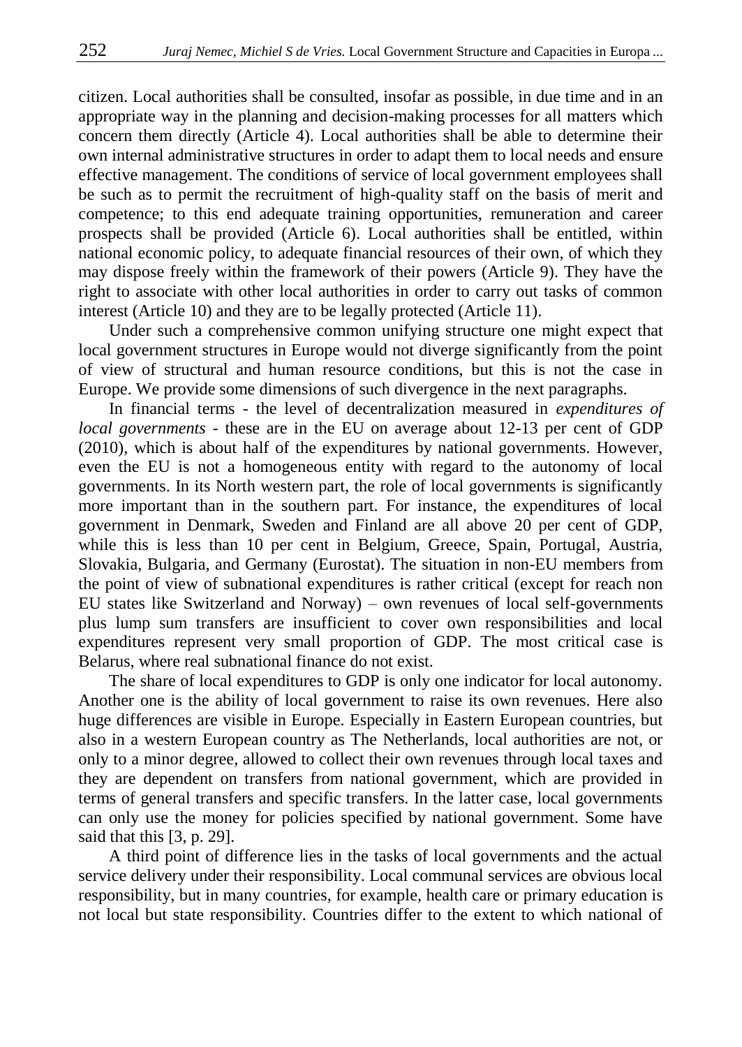citizen. Local authorities shall be consulted, insofar as possible, in due time and in an appropriate way in the planning and decision-making processes for all matters which concern them directly (Article 4). Local authorities shall be able to determine their own internal administrative structures in order to adapt them to local needs and ensure effective management. The conditions of service of local government employees shall be such as to permit the recruitment of high-quality staff on the basis of merit and competence; to this end adequate training opportunities, remuneration and career prospects shall be provided (Article 6). Local authorities shall be entitled, within national economic policy, to adequate financial resources of their own, of which they may dispose freely within the framework of their powers (Article 9). They have the right to associate with other local authorities in order to carry out tasks of common interest (Article 10) and they are to be legally protected (Article 11).

Under such a comprehensive common unifying structure one might expect that local government structures in Europe would not diverge significantly from the point of view of structural and human resource conditions, but this is not the case in Europe. We provide some dimensions of such divergence in the next paragraphs.

In financial terms - the level of decentralization measured in *expenditures of local governments* - these are in the EU on average about 12-13 per cent of GDP (2010), which is about half of the expenditures by national governments. However, even the EU is not a homogeneous entity with regard to the autonomy of local governments. In its North western part, the role of local governments is significantly more important than in the southern part. For instance, the expenditures of local government in Denmark, Sweden and Finland are all above 20 per cent of GDP, while this is less than 10 per cent in Belgium, Greece, Spain, Portugal, Austria, Slovakia, Bulgaria, and Germany (Eurostat). The situation in non-EU members from the point of view of subnational expenditures is rather critical (except for reach non EU states like Switzerland and Norway) – own revenues of local self-governments plus lump sum transfers are insufficient to cover own responsibilities and local expenditures represent very small proportion of GDP. The most critical case is Belarus, where real subnational finance do not exist.

The share of local expenditures to GDP is only one indicator for local autonomy. Another one is the ability of local government to raise its own revenues. Here also huge differences are visible in Europe. Especially in Eastern European countries, but also in a western European country as The Netherlands, local authorities are not, or only to a minor degree, allowed to collect their own revenues through local taxes and they are dependent on transfers from national government, which are provided in terms of general transfers and specific transfers. In the latter case, local governments can only use the money for policies specified by national government. Some have said that this [3, p. 29].

A third point of difference lies in the tasks of local governments and the actual service delivery under their responsibility. Local communal services are obvious local responsibility, but in many countries, for example, health care or primary education is not local but state responsibility. Countries differ to the extent to which national of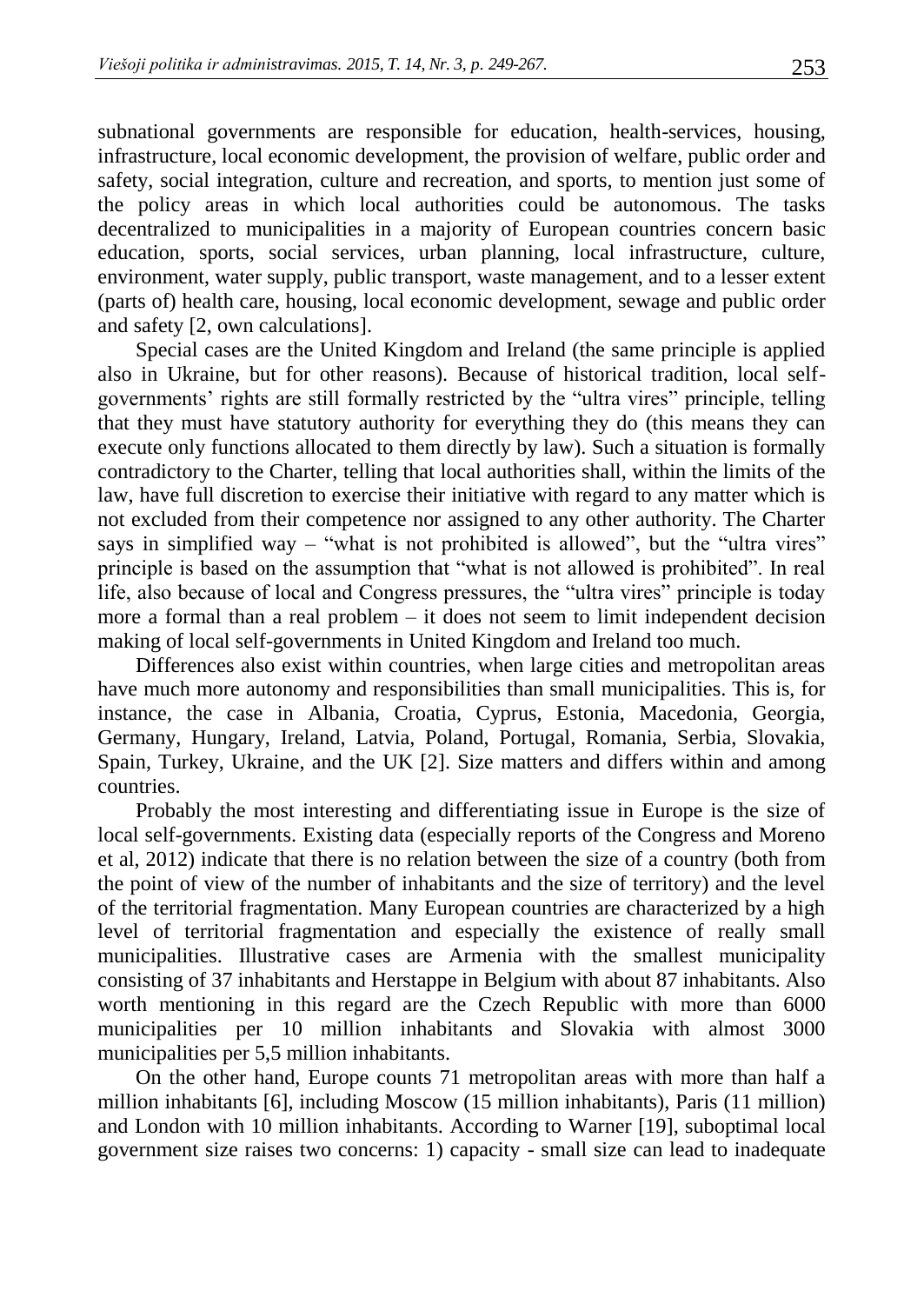subnational governments are responsible for education, health-services, housing, infrastructure, local economic development, the provision of welfare, public order and safety, social integration, culture and recreation, and sports, to mention just some of the policy areas in which local authorities could be autonomous. The tasks decentralized to municipalities in a majority of European countries concern basic education, sports, social services, urban planning, local infrastructure, culture, environment, water supply, public transport, waste management, and to a lesser extent (parts of) health care, housing, local economic development, sewage and public order and safety [2, own calculations].

Special cases are the United Kingdom and Ireland (the same principle is applied also in Ukraine, but for other reasons). Because of historical tradition, local self-governments' rights are still formally restricted by the "ultra vires" principle, telling that they must have statutory authority for everything they do (this means they can execute only functions allocated to them directly by law). Such a situation is formally contradictory to the Charter, telling that local authorities shall, within the limits of the law, have full discretion to exercise their initiative with regard to any matter which is not excluded from their competence nor assigned to any other authority. The Charter says in simplified way – "what is not prohibited is allowed", but the "ultra vires" principle is based on the assumption that "what is not allowed is prohibited". In real life, also because of local and Congress pressures, the "ultra vires" principle is today more a formal than a real problem – it does not seem to limit independent decision making of local self-governments in United Kingdom and Ireland too much.

Differences also exist within countries, when large cities and metropolitan areas have much more autonomy and responsibilities than small municipalities. This is, for instance, the case in Albania, Croatia, Cyprus, Estonia, Macedonia, Georgia, Germany, Hungary, Ireland, Latvia, Poland, Portugal, Romania, Serbia, Slovakia, Spain, Turkey, Ukraine, and the UK [2]. Size matters and differs within and among countries.

Probably the most interesting and differentiating issue in Europe is the size of local self-governments. Existing data (especially reports of the Congress and Moreno et al, 2012) indicate that there is no relation between the size of a country (both from the point of view of the number of inhabitants and the size of territory) and the level of the territorial fragmentation. Many European countries are characterized by a high level of territorial fragmentation and especially the existence of really small municipalities. Illustrative cases are Armenia with the smallest municipality consisting of 37 inhabitants and Herstappe in Belgium with about 87 inhabitants. Also worth mentioning in this regard are the Czech Republic with more than 6000 municipalities per 10 million inhabitants and Slovakia with almost 3000 municipalities per 5,5 million inhabitants.

On the other hand, Europe counts 71 metropolitan areas with more than half a million inhabitants [6], including Moscow (15 million inhabitants), Paris (11 million) and London with 10 million inhabitants. According to Warner [19], suboptimal local government size raises two concerns: 1) capacity - small size can lead to inadequate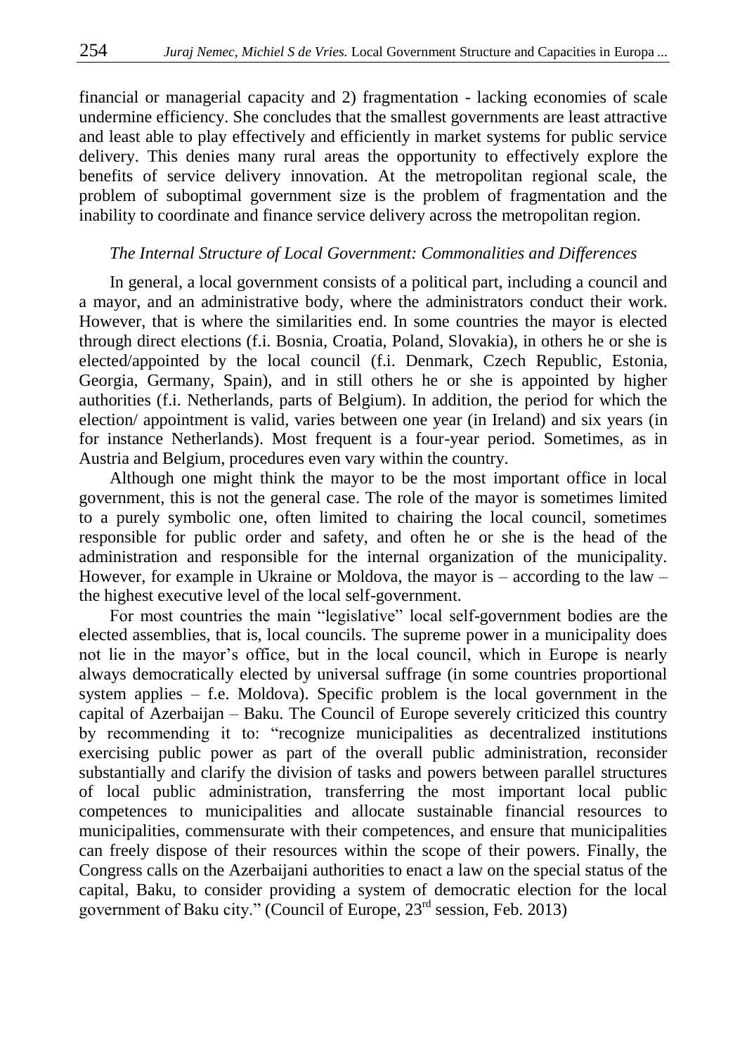financial or managerial capacity and 2) fragmentation - lacking economies of scale undermine efficiency. She concludes that the smallest governments are least attractive and least able to play effectively and efficiently in market systems for public service delivery. This denies many rural areas the opportunity to effectively explore the benefits of service delivery innovation. At the metropolitan regional scale, the problem of suboptimal government size is the problem of fragmentation and the inability to coordinate and finance service delivery across the metropolitan region.

### *The Internal Structure of Local Government: Commonalities and Differences*

In general, a local government consists of a political part, including a council and a mayor, and an administrative body, where the administrators conduct their work. However, that is where the similarities end. In some countries the mayor is elected through direct elections (f.i. Bosnia, Croatia, Poland, Slovakia), in others he or she is elected/appointed by the local council (f.i. Denmark, Czech Republic, Estonia, Georgia, Germany, Spain), and in still others he or she is appointed by higher authorities (f.i. Netherlands, parts of Belgium). In addition, the period for which the election/ appointment is valid, varies between one year (in Ireland) and six years (in for instance Netherlands). Most frequent is a four-year period. Sometimes, as in Austria and Belgium, procedures even vary within the country.

Although one might think the mayor to be the most important office in local government, this is not the general case. The role of the mayor is sometimes limited to a purely symbolic one, often limited to chairing the local council, sometimes responsible for public order and safety, and often he or she is the head of the administration and responsible for the internal organization of the municipality. However, for example in Ukraine or Moldova, the mayor is – according to the law – the highest executive level of the local self-government.

For most countries the main "legislative" local self-government bodies are the elected assemblies, that is, local councils. The supreme power in a municipality does not lie in the mayor's office, but in the local council, which in Europe is nearly always democratically elected by universal suffrage (in some countries proportional system applies – f.e. Moldova). Specific problem is the local government in the capital of Azerbaijan – Baku. The Council of Europe severely criticized this country by recommending it to: "recognize municipalities as decentralized institutions exercising public power as part of the overall public administration, reconsider substantially and clarify the division of tasks and powers between parallel structures of local public administration, transferring the most important local public competences to municipalities and allocate sustainable financial resources to municipalities, commensurate with their competences, and ensure that municipalities can freely dispose of their resources within the scope of their powers. Finally, the Congress calls on the Azerbaijani authorities to enact a law on the special status of the capital, Baku, to consider providing a system of democratic election for the local government of Baku city." (Council of Europe, 23rd session, Feb. 2013)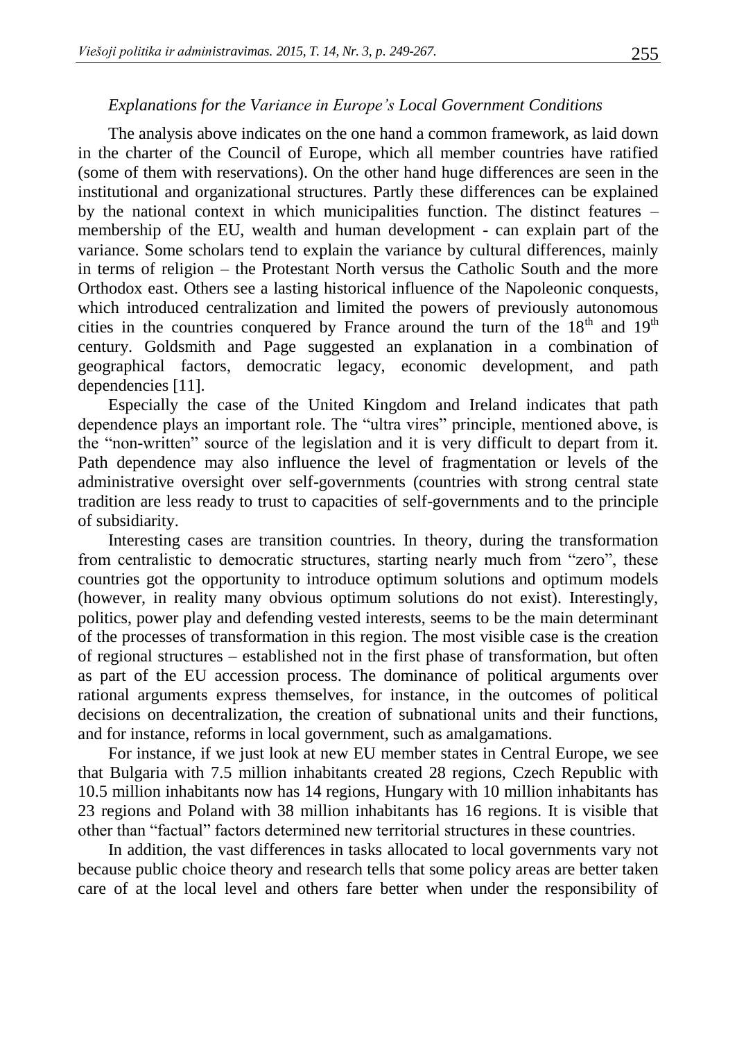*Explanations for the Variance in Europe's Local Government Conditions*

The analysis above indicates on the one hand a common framework, as laid down in the charter of the Council of Europe, which all member countries have ratified (some of them with reservations). On the other hand huge differences are seen in the institutional and organizational structures. Partly these differences can be explained by the national context in which municipalities function. The distinct features – membership of the EU, wealth and human development - can explain part of the variance. Some scholars tend to explain the variance by cultural differences, mainly in terms of religion – the Protestant North versus the Catholic South and the more Orthodox east. Others see a lasting historical influence of the Napoleonic conquests, which introduced centralization and limited the powers of previously autonomous cities in the countries conquered by France around the turn of the 18th and 19th century. Goldsmith and Page suggested an explanation in a combination of geographical factors, democratic legacy, economic development, and path dependencies [11].

Especially the case of the United Kingdom and Ireland indicates that path dependence plays an important role. The "ultra vires" principle, mentioned above, is the "non-written" source of the legislation and it is very difficult to depart from it. Path dependence may also influence the level of fragmentation or levels of the administrative oversight over self-governments (countries with strong central state tradition are less ready to trust to capacities of self-governments and to the principle of subsidiarity.

Interesting cases are transition countries. In theory, during the transformation from centralistic to democratic structures, starting nearly much from "zero", these countries got the opportunity to introduce optimum solutions and optimum models (however, in reality many obvious optimum solutions do not exist). Interestingly, politics, power play and defending vested interests, seems to be the main determinant of the processes of transformation in this region. The most visible case is the creation of regional structures – established not in the first phase of transformation, but often as part of the EU accession process. The dominance of political arguments over rational arguments express themselves, for instance, in the outcomes of political decisions on decentralization, the creation of subnational units and their functions, and for instance, reforms in local government, such as amalgamations.

For instance, if we just look at new EU member states in Central Europe, we see that Bulgaria with 7.5 million inhabitants created 28 regions, Czech Republic with 10.5 million inhabitants now has 14 regions, Hungary with 10 million inhabitants has 23 regions and Poland with 38 million inhabitants has 16 regions. It is visible that other than "factual" factors determined new territorial structures in these countries.

In addition, the vast differences in tasks allocated to local governments vary not because public choice theory and research tells that some policy areas are better taken care of at the local level and others fare better when under the responsibility of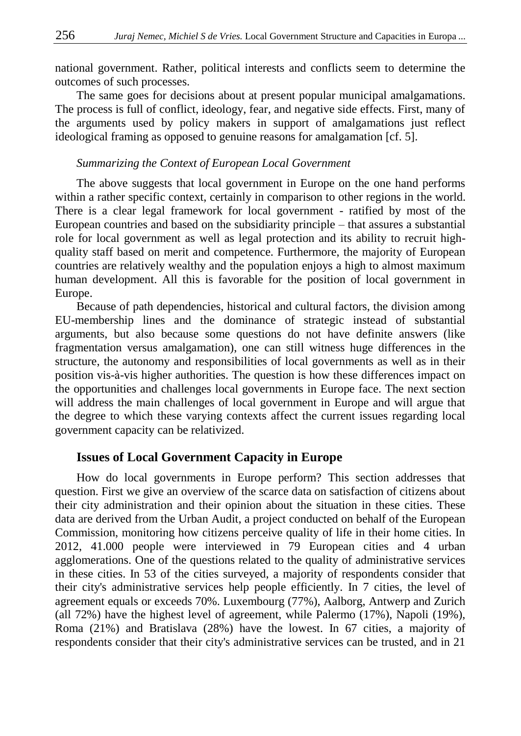national government. Rather, political interests and conflicts seem to determine the outcomes of such processes.

The same goes for decisions about at present popular municipal amalgamations. The process is full of conflict, ideology, fear, and negative side effects. First, many of the arguments used by policy makers in support of amalgamations just reflect ideological framing as opposed to genuine reasons for amalgamation [cf. 5].

### *Summarizing the Context of European Local Government*

The above suggests that local government in Europe on the one hand performs within a rather specific context, certainly in comparison to other regions in the world. There is a clear legal framework for local government - ratified by most of the European countries and based on the subsidiarity principle – that assures a substantial role for local government as well as legal protection and its ability to recruit high-quality staff based on merit and competence. Furthermore, the majority of European countries are relatively wealthy and the population enjoys a high to almost maximum human development. All this is favorable for the position of local government in Europe.

Because of path dependencies, historical and cultural factors, the division among EU-membership lines and the dominance of strategic instead of substantial arguments, but also because some questions do not have definite answers (like fragmentation versus amalgamation), one can still witness huge differences in the structure, the autonomy and responsibilities of local governments as well as in their position vis-à-vis higher authorities. The question is how these differences impact on the opportunities and challenges local governments in Europe face. The next section will address the main challenges of local government in Europe and will argue that the degree to which these varying contexts affect the current issues regarding local government capacity can be relativized.

## Issues of Local Government Capacity in Europe

How do local governments in Europe perform? This section addresses that question. First we give an overview of the scarce data on satisfaction of citizens about their city administration and their opinion about the situation in these cities. These data are derived from the Urban Audit, a project conducted on behalf of the European Commission, monitoring how citizens perceive quality of life in their home cities. In 2012, 41.000 people were interviewed in 79 European cities and 4 urban agglomerations. One of the questions related to the quality of administrative services in these cities. In 53 of the cities surveyed, a majority of respondents consider that their city's administrative services help people efficiently. In 7 cities, the level of agreement equals or exceeds 70%. Luxembourg (77%), Aalborg, Antwerp and Zurich (all 72%) have the highest level of agreement, while Palermo (17%), Napoli (19%), Roma (21%) and Bratislava (28%) have the lowest. In 67 cities, a majority of respondents consider that their city's administrative services can be trusted, and in 21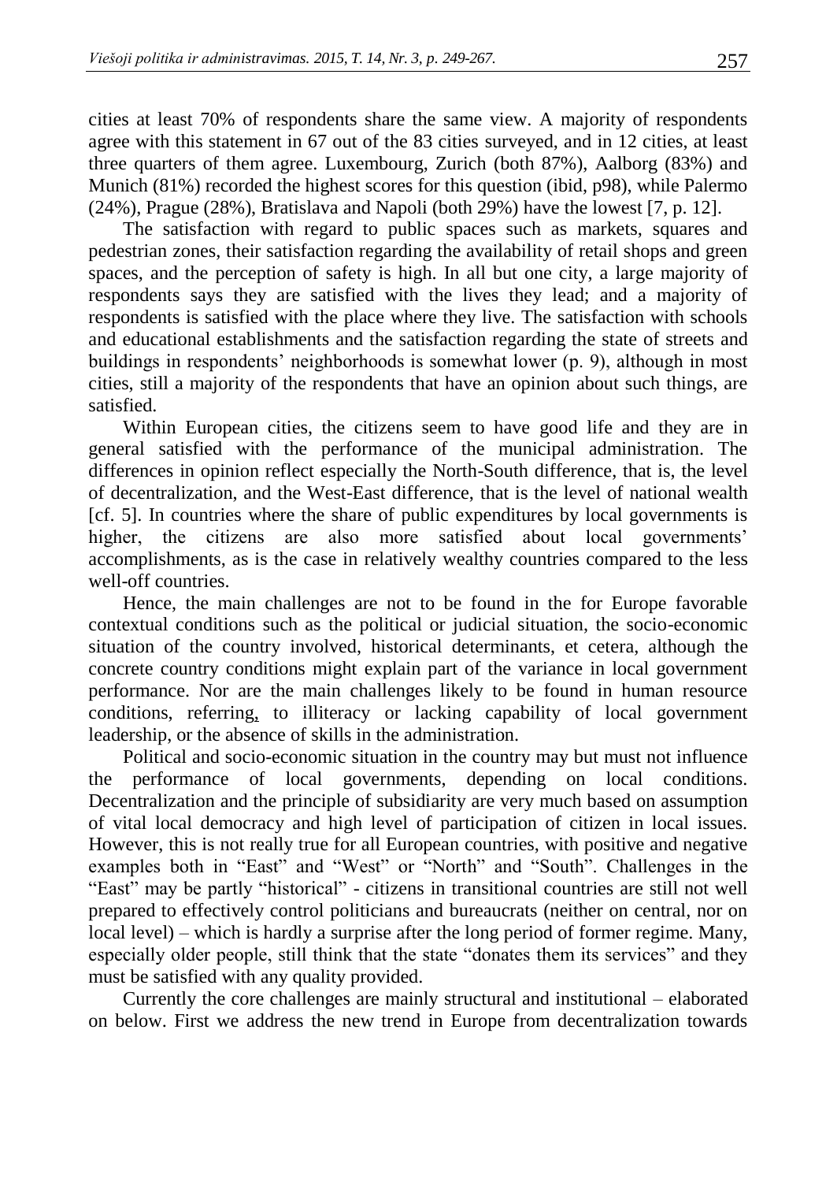cities at least 70% of respondents share the same view. A majority of respondents agree with this statement in 67 out of the 83 cities surveyed, and in 12 cities, at least three quarters of them agree. Luxembourg, Zurich (both 87%), Aalborg (83%) and Munich (81%) recorded the highest scores for this question (ibid, p98), while Palermo (24%), Prague (28%), Bratislava and Napoli (both 29%) have the lowest [7, p. 12].

The satisfaction with regard to public spaces such as markets, squares and pedestrian zones, their satisfaction regarding the availability of retail shops and green spaces, and the perception of safety is high. In all but one city, a large majority of respondents says they are satisfied with the lives they lead; and a majority of respondents is satisfied with the place where they live. The satisfaction with schools and educational establishments and the satisfaction regarding the state of streets and buildings in respondents' neighborhoods is somewhat lower (p. 9), although in most cities, still a majority of the respondents that have an opinion about such things, are satisfied.

Within European cities, the citizens seem to have good life and they are in general satisfied with the performance of the municipal administration. The differences in opinion reflect especially the North-South difference, that is, the level of decentralization, and the West-East difference, that is the level of national wealth [cf. 5]. In countries where the share of public expenditures by local governments is higher, the citizens are also more satisfied about local governments' accomplishments, as is the case in relatively wealthy countries compared to the less well-off countries.

Hence, the main challenges are not to be found in the for Europe favorable contextual conditions such as the political or judicial situation, the socio-economic situation of the country involved, historical determinants, et cetera, although the concrete country conditions might explain part of the variance in local government performance. Nor are the main challenges likely to be found in human resource conditions, referring, to illiteracy or lacking capability of local government leadership, or the absence of skills in the administration.

Political and socio-economic situation in the country may but must not influence the performance of local governments, depending on local conditions. Decentralization and the principle of subsidiarity are very much based on assumption of vital local democracy and high level of participation of citizen in local issues. However, this is not really true for all European countries, with positive and negative examples both in "East" and "West" or "North" and "South". Challenges in the "East" may be partly "historical" - citizens in transitional countries are still not well prepared to effectively control politicians and bureaucrats (neither on central, nor on local level) – which is hardly a surprise after the long period of former regime. Many, especially older people, still think that the state "donates them its services" and they must be satisfied with any quality provided.

Currently the core challenges are mainly structural and institutional – elaborated on below. First we address the new trend in Europe from decentralization towards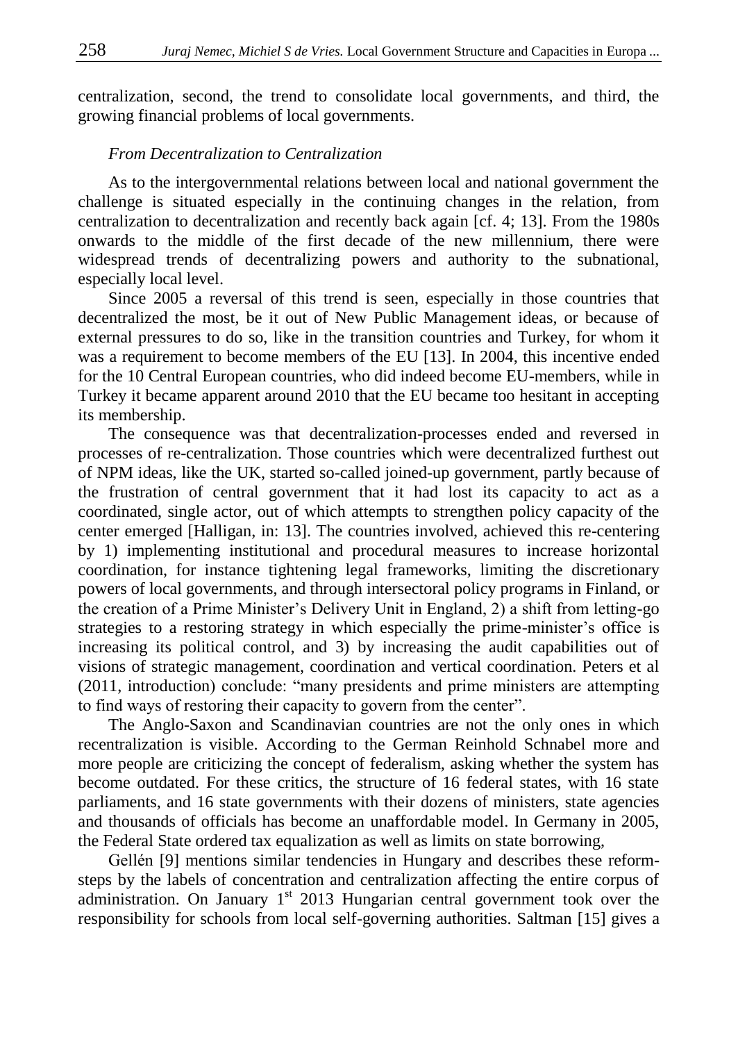centralization, second, the trend to consolidate local governments, and third, the growing financial problems of local governments.

*From Decentralization to Centralization*

As to the intergovernmental relations between local and national government the challenge is situated especially in the continuing changes in the relation, from centralization to decentralization and recently back again [cf. 4; 13]. From the 1980s onwards to the middle of the first decade of the new millennium, there were widespread trends of decentralizing powers and authority to the subnational, especially local level.

Since 2005 a reversal of this trend is seen, especially in those countries that decentralized the most, be it out of New Public Management ideas, or because of external pressures to do so, like in the transition countries and Turkey, for whom it was a requirement to become members of the EU [13]. In 2004, this incentive ended for the 10 Central European countries, who did indeed become EU-members, while in Turkey it became apparent around 2010 that the EU became too hesitant in accepting its membership.

The consequence was that decentralization-processes ended and reversed in processes of re-centralization. Those countries which were decentralized furthest out of NPM ideas, like the UK, started so-called joined-up government, partly because of the frustration of central government that it had lost its capacity to act as a coordinated, single actor, out of which attempts to strengthen policy capacity of the center emerged [Halligan, in: 13]. The countries involved, achieved this re-centering by 1) implementing institutional and procedural measures to increase horizontal coordination, for instance tightening legal frameworks, limiting the discretionary powers of local governments, and through intersectoral policy programs in Finland, or the creation of a Prime Minister's Delivery Unit in England, 2) a shift from letting-go strategies to a restoring strategy in which especially the prime-minister's office is increasing its political control, and 3) by increasing the audit capabilities out of visions of strategic management, coordination and vertical coordination. Peters et al (2011, introduction) conclude: "many presidents and prime ministers are attempting to find ways of restoring their capacity to govern from the center".

The Anglo-Saxon and Scandinavian countries are not the only ones in which recentralization is visible. According to the German Reinhold Schnabel more and more people are criticizing the concept of federalism, asking whether the system has become outdated. For these critics, the structure of 16 federal states, with 16 state parliaments, and 16 state governments with their dozens of ministers, state agencies and thousands of officials has become an unaffordable model. In Germany in 2005, the Federal State ordered tax equalization as well as limits on state borrowing,

Gellén [9] mentions similar tendencies in Hungary and describes these reform-steps by the labels of concentration and centralization affecting the entire corpus of administration. On January 1st 2013 Hungarian central government took over the responsibility for schools from local self-governing authorities. Saltman [15] gives a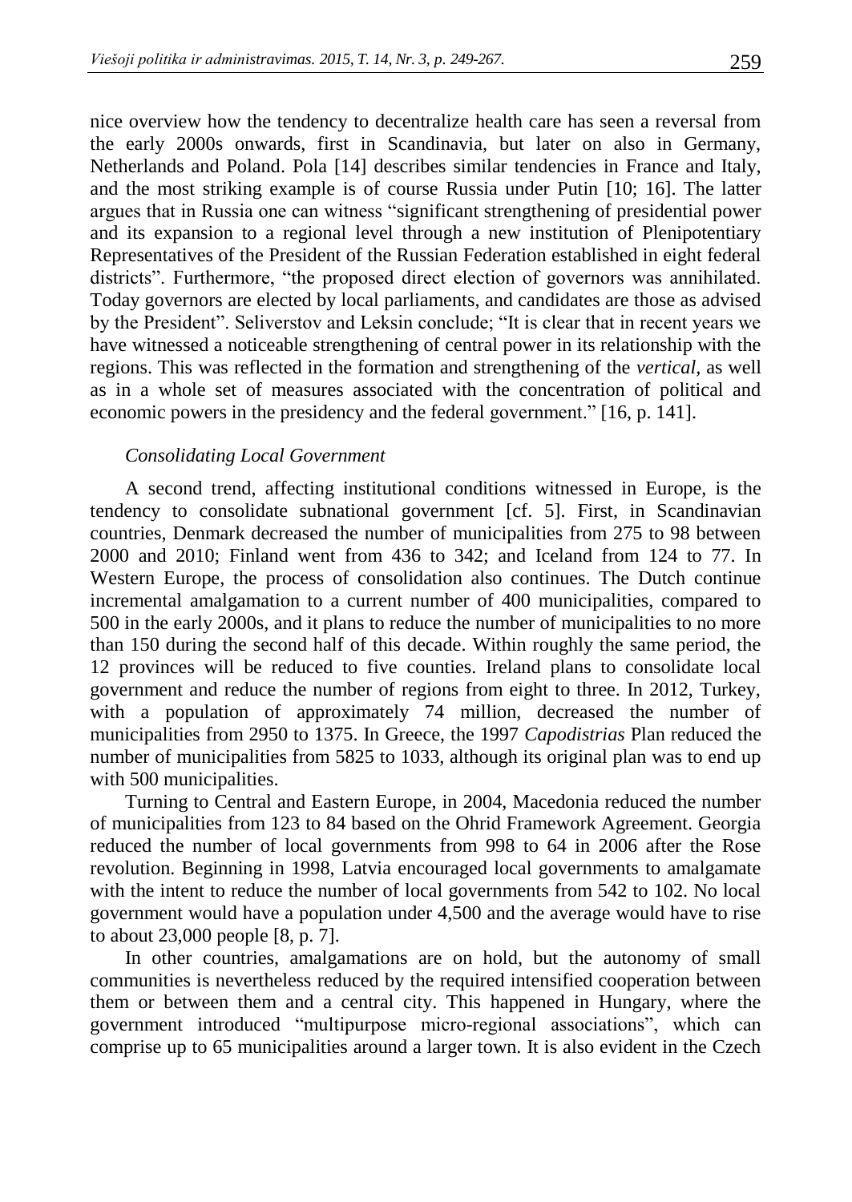nice overview how the tendency to decentralize health care has seen a reversal from the early 2000s onwards, first in Scandinavia, but later on also in Germany, Netherlands and Poland. Pola [14] describes similar tendencies in France and Italy, and the most striking example is of course Russia under Putin [10; 16]. The latter argues that in Russia one can witness "significant strengthening of presidential power and its expansion to a regional level through a new institution of Plenipotentiary Representatives of the President of the Russian Federation established in eight federal districts". Furthermore, "the proposed direct election of governors was annihilated. Today governors are elected by local parliaments, and candidates are those as advised by the President". Seliverstov and Leksin conclude; "It is clear that in recent years we have witnessed a noticeable strengthening of central power in its relationship with the regions. This was reflected in the formation and strengthening of the *vertical,* as well as in a whole set of measures associated with the concentration of political and economic powers in the presidency and the federal government." [16, p. 141].

### *Consolidating Local Government*

A second trend, affecting institutional conditions witnessed in Europe, is the tendency to consolidate subnational government [cf. 5]. First, in Scandinavian countries, Denmark decreased the number of municipalities from 275 to 98 between 2000 and 2010; Finland went from 436 to 342; and Iceland from 124 to 77. In Western Europe, the process of consolidation also continues. The Dutch continue incremental amalgamation to a current number of 400 municipalities, compared to 500 in the early 2000s, and it plans to reduce the number of municipalities to no more than 150 during the second half of this decade. Within roughly the same period, the 12 provinces will be reduced to five counties. Ireland plans to consolidate local government and reduce the number of regions from eight to three. In 2012, Turkey, with a population of approximately 74 million, decreased the number of municipalities from 2950 to 1375. In Greece, the 1997 *Capodistrias* Plan reduced the number of municipalities from 5825 to 1033, although its original plan was to end up with 500 municipalities.

Turning to Central and Eastern Europe, in 2004, Macedonia reduced the number of municipalities from 123 to 84 based on the Ohrid Framework Agreement. Georgia reduced the number of local governments from 998 to 64 in 2006 after the Rose revolution. Beginning in 1998, Latvia encouraged local governments to amalgamate with the intent to reduce the number of local governments from 542 to 102. No local government would have a population under 4,500 and the average would have to rise to about 23,000 people [8, p. 7].

In other countries, amalgamations are on hold, but the autonomy of small communities is nevertheless reduced by the required intensified cooperation between them or between them and a central city. This happened in Hungary, where the government introduced "multipurpose micro-regional associations", which can comprise up to 65 municipalities around a larger town. It is also evident in the Czech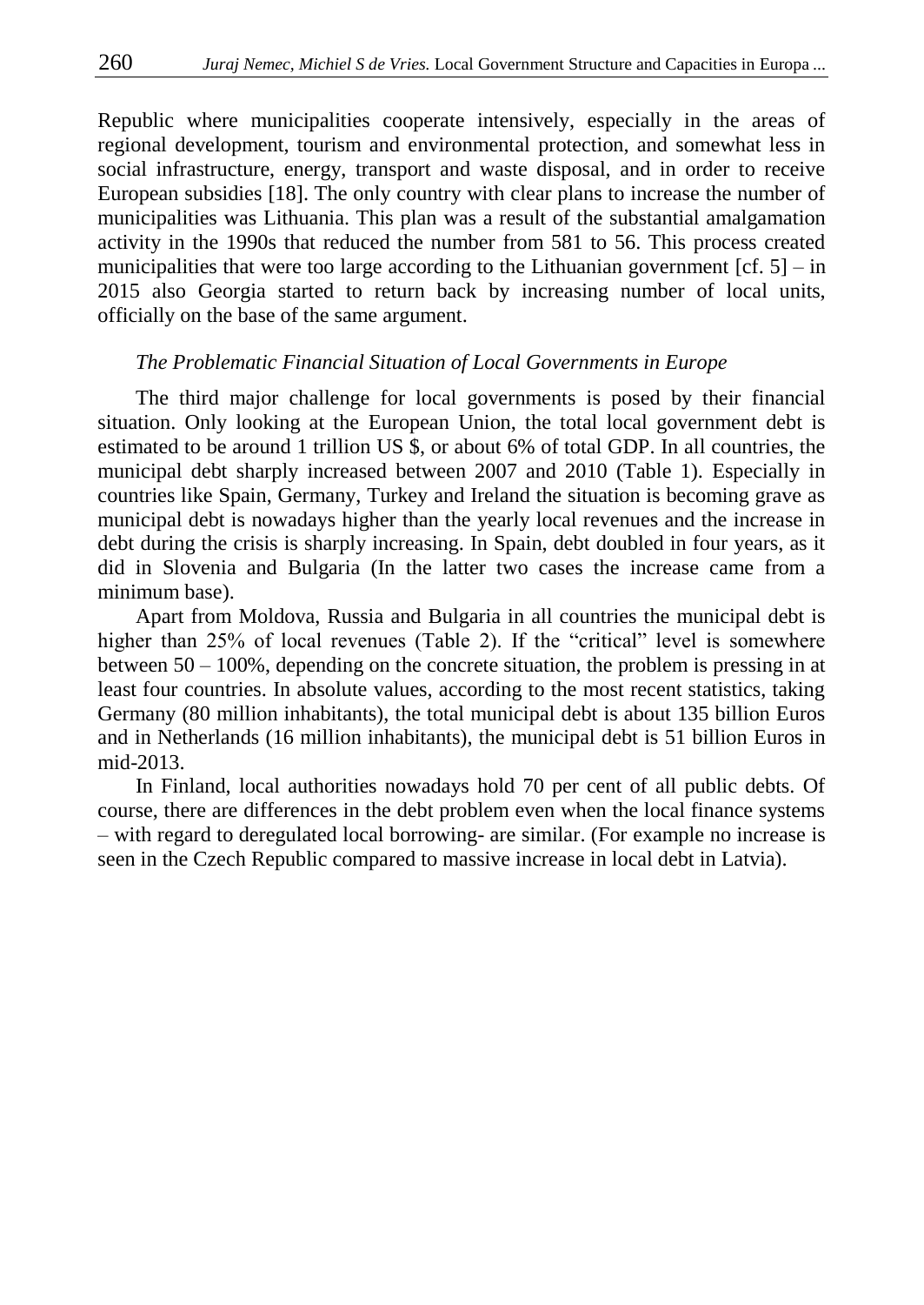Republic where municipalities cooperate intensively, especially in the areas of regional development, tourism and environmental protection, and somewhat less in social infrastructure, energy, transport and waste disposal, and in order to receive European subsidies [18]. The only country with clear plans to increase the number of municipalities was Lithuania. This plan was a result of the substantial amalgamation activity in the 1990s that reduced the number from 581 to 56. This process created municipalities that were too large according to the Lithuanian government [cf. 5] – in 2015 also Georgia started to return back by increasing number of local units, officially on the base of the same argument.

### *The Problematic Financial Situation of Local Governments in Europe*

The third major challenge for local governments is posed by their financial situation. Only looking at the European Union, the total local government debt is estimated to be around 1 trillion US $, or about 6% of total GDP. In all countries, the municipal debt sharply increased between 2007 and 2010 (Table 1). Especially in countries like Spain, Germany, Turkey and Ireland the situation is becoming grave as municipal debt is nowadays higher than the yearly local revenues and the increase in debt during the crisis is sharply increasing. In Spain, debt doubled in four years, as it did in Slovenia and Bulgaria (In the latter two cases the increase came from a minimum base).

Apart from Moldova, Russia and Bulgaria in all countries the municipal debt is higher than 25% of local revenues (Table 2). If the "critical" level is somewhere between 50 – 100%, depending on the concrete situation, the problem is pressing in at least four countries. In absolute values, according to the most recent statistics, taking Germany (80 million inhabitants), the total municipal debt is about 135 billion Euros and in Netherlands (16 million inhabitants), the municipal debt is 51 billion Euros in mid-2013.

In Finland, local authorities nowadays hold 70 per cent of all public debts. Of course, there are differences in the debt problem even when the local finance systems – with regard to deregulated local borrowing- are similar. (For example no increase is seen in the Czech Republic compared to massive increase in local debt in Latvia).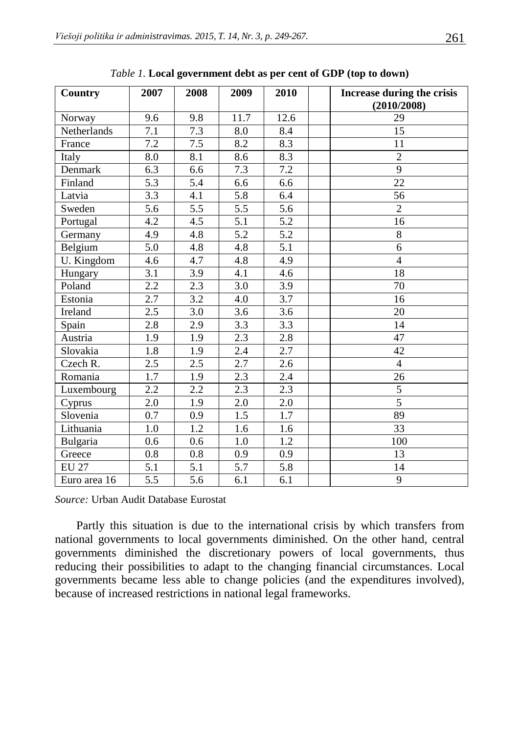*Table 1.* **Local government debt as per cent of GDP (top to down)**

| Country | 2007 | 2008 | 2009 | 2010 | | Increase during the crisis (2010/2008) |
|---|---|---|---|---|---|---|
| Norway | 9.6 | 9.8 | 11.7 | 12.6 | | 29 |
| Netherlands | 7.1 | 7.3 | 8.0 | 8.4 | | 15 |
| France | 7.2 | 7.5 | 8.2 | 8.3 | | 11 |
| Italy | 8.0 | 8.1 | 8.6 | 8.3 | | 2 |
| Denmark | 6.3 | 6.6 | 7.3 | 7.2 | | 9 |
| Finland | 5.3 | 5.4 | 6.6 | 6.6 | | 22 |
| Latvia | 3.3 | 4.1 | 5.8 | 6.4 | | 56 |
| Sweden | 5.6 | 5.5 | 5.5 | 5.6 | | 2 |
| Portugal | 4.2 | 4.5 | 5.1 | 5.2 | | 16 |
| Germany | 4.9 | 4.8 | 5.2 | 5.2 | | 8 |
| Belgium | 5.0 | 4.8 | 4.8 | 5.1 | | 6 |
| U. Kingdom | 4.6 | 4.7 | 4.8 | 4.9 | | 4 |
| Hungary | 3.1 | 3.9 | 4.1 | 4.6 | | 18 |
| Poland | 2.2 | 2.3 | 3.0 | 3.9 | | 70 |
| Estonia | 2.7 | 3.2 | 4.0 | 3.7 | | 16 |
| Ireland | 2.5 | 3.0 | 3.6 | 3.6 | | 20 |
| Spain | 2.8 | 2.9 | 3.3 | 3.3 | | 14 |
| Austria | 1.9 | 1.9 | 2.3 | 2.8 | | 47 |
| Slovakia | 1.8 | 1.9 | 2.4 | 2.7 | | 42 |
| Czech R. | 2.5 | 2.5 | 2.7 | 2.6 | | 4 |
| Romania | 1.7 | 1.9 | 2.3 | 2.4 | | 26 |
| Luxembourg | 2.2 | 2.2 | 2.3 | 2.3 | | 5 |
| Cyprus | 2.0 | 1.9 | 2.0 | 2.0 | | 5 |
| Slovenia | 0.7 | 0.9 | 1.5 | 1.7 | | 89 |
| Lithuania | 1.0 | 1.2 | 1.6 | 1.6 | | 33 |
| Bulgaria | 0.6 | 0.6 | 1.0 | 1.2 | | 100 |
| Greece | 0.8 | 0.8 | 0.9 | 0.9 | | 13 |
| EU 27 | 5.1 | 5.1 | 5.7 | 5.8 | | 14 |
| Euro area 16 | 5.5 | 5.6 | 6.1 | 6.1 | | 9 |

*Source:* Urban Audit Database Eurostat

Partly this situation is due to the international crisis by which transfers from national governments to local governments diminished. On the other hand, central governments diminished the discretionary powers of local governments, thus reducing their possibilities to adapt to the changing financial circumstances. Local governments became less able to change policies (and the expenditures involved), because of increased restrictions in national legal frameworks.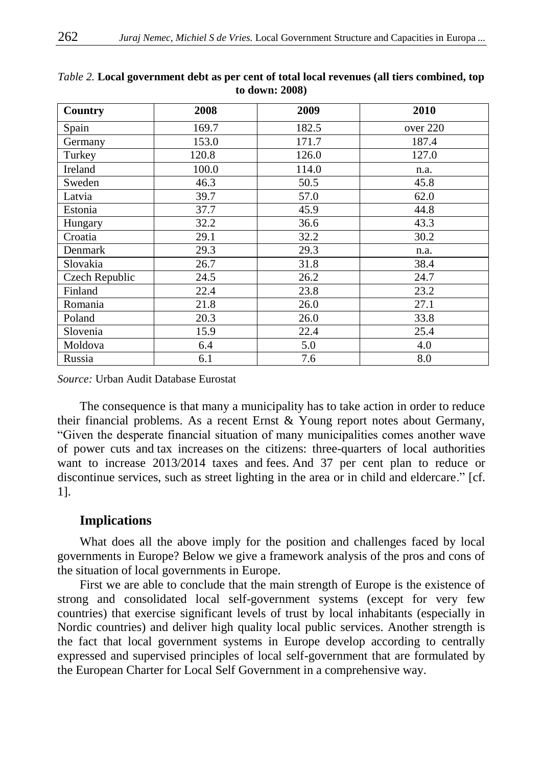*Table 2.* **Local government debt as per cent of total local revenues (all tiers combined, top to down: 2008)**

| Country | 2008 | 2009 | 2010 |
|---|---|---|---|
| Spain | 169.7 | 182.5 | over 220 |
| Germany | 153.0 | 171.7 | 187.4 |
| Turkey | 120.8 | 126.0 | 127.0 |
| Ireland | 100.0 | 114.0 | n.a. |
| Sweden | 46.3 | 50.5 | 45.8 |
| Latvia | 39.7 | 57.0 | 62.0 |
| Estonia | 37.7 | 45.9 | 44.8 |
| Hungary | 32.2 | 36.6 | 43.3 |
| Croatia | 29.1 | 32.2 | 30.2 |
| Denmark | 29.3 | 29.3 | n.a. |
| Slovakia | 26.7 | 31.8 | 38.4 |
| Czech Republic | 24.5 | 26.2 | 24.7 |
| Finland | 22.4 | 23.8 | 23.2 |
| Romania | 21.8 | 26.0 | 27.1 |
| Poland | 20.3 | 26.0 | 33.8 |
| Slovenia | 15.9 | 22.4 | 25.4 |
| Moldova | 6.4 | 5.0 | 4.0 |
| Russia | 6.1 | 7.6 | 8.0 |

*Source:* Urban Audit Database Eurostat

The consequence is that many a municipality has to take action in order to reduce their financial problems. As a recent Ernst & Young report notes about Germany, "Given the desperate financial situation of many municipalities comes another wave of power cuts and tax increases on the citizens: three-quarters of local authorities want to increase 2013/2014 taxes and fees. And 37 per cent plan to reduce or discontinue services, such as street lighting in the area or in child and eldercare." [cf. 1].

## Implications

What does all the above imply for the position and challenges faced by local governments in Europe? Below we give a framework analysis of the pros and cons of the situation of local governments in Europe.

First we are able to conclude that the main strength of Europe is the existence of strong and consolidated local self-government systems (except for very few countries) that exercise significant levels of trust by local inhabitants (especially in Nordic countries) and deliver high quality local public services. Another strength is the fact that local government systems in Europe develop according to centrally expressed and supervised principles of local self-government that are formulated by the European Charter for Local Self Government in a comprehensive way.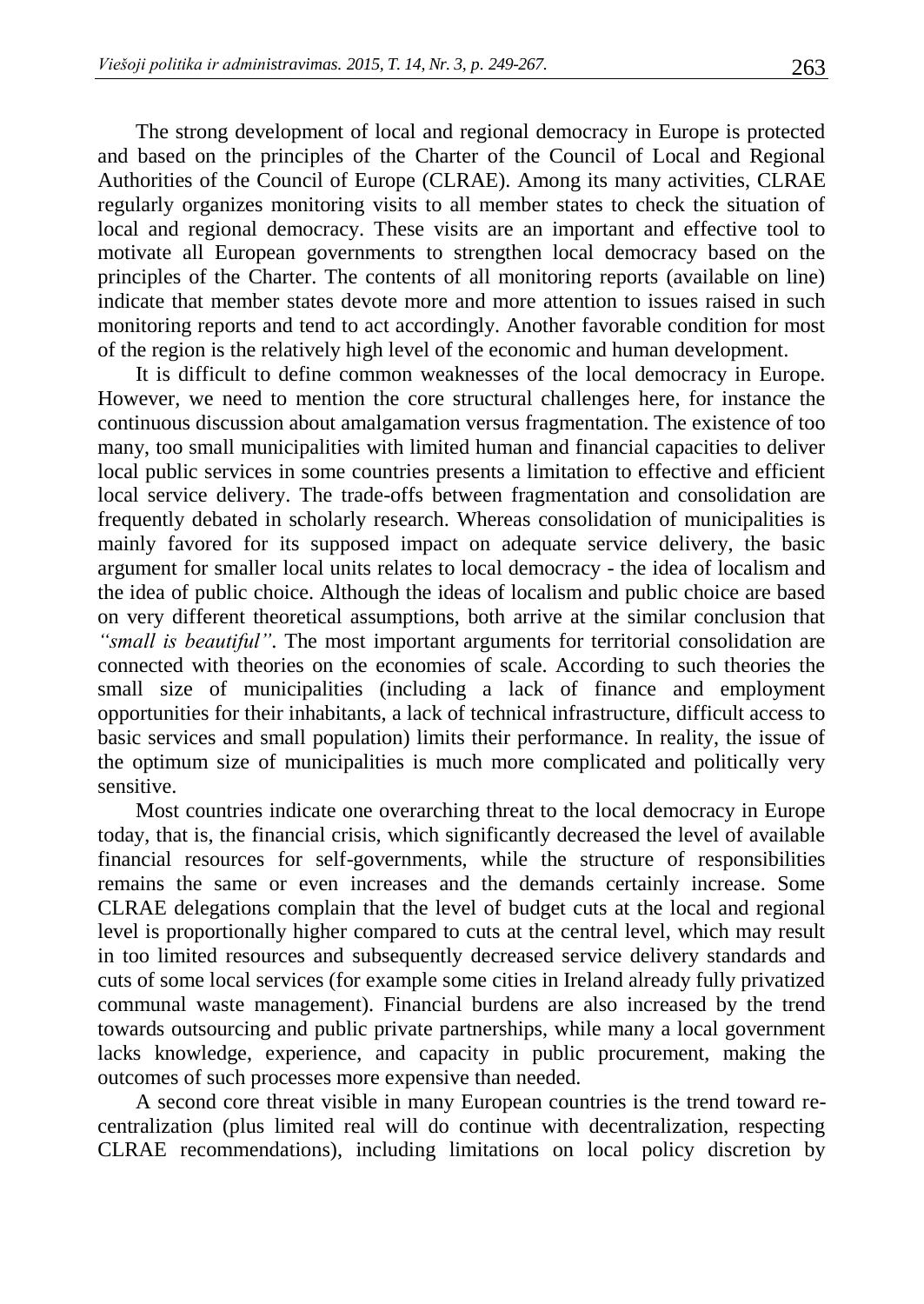The strong development of local and regional democracy in Europe is protected and based on the principles of the Charter of the Council of Local and Regional Authorities of the Council of Europe (CLRAE). Among its many activities, CLRAE regularly organizes monitoring visits to all member states to check the situation of local and regional democracy. These visits are an important and effective tool to motivate all European governments to strengthen local democracy based on the principles of the Charter. The contents of all monitoring reports (available on line) indicate that member states devote more and more attention to issues raised in such monitoring reports and tend to act accordingly. Another favorable condition for most of the region is the relatively high level of the economic and human development.

It is difficult to define common weaknesses of the local democracy in Europe. However, we need to mention the core structural challenges here, for instance the continuous discussion about amalgamation versus fragmentation. The existence of too many, too small municipalities with limited human and financial capacities to deliver local public services in some countries presents a limitation to effective and efficient local service delivery. The trade-offs between fragmentation and consolidation are frequently debated in scholarly research. Whereas consolidation of municipalities is mainly favored for its supposed impact on adequate service delivery, the basic argument for smaller local units relates to local democracy - the idea of localism and the idea of public choice. Although the ideas of localism and public choice are based on very different theoretical assumptions, both arrive at the similar conclusion that *"small is beautiful"*. The most important arguments for territorial consolidation are connected with theories on the economies of scale. According to such theories the small size of municipalities (including a lack of finance and employment opportunities for their inhabitants, a lack of technical infrastructure, difficult access to basic services and small population) limits their performance. In reality, the issue of the optimum size of municipalities is much more complicated and politically very sensitive.

Most countries indicate one overarching threat to the local democracy in Europe today, that is, the financial crisis, which significantly decreased the level of available financial resources for self-governments, while the structure of responsibilities remains the same or even increases and the demands certainly increase. Some CLRAE delegations complain that the level of budget cuts at the local and regional level is proportionally higher compared to cuts at the central level, which may result in too limited resources and subsequently decreased service delivery standards and cuts of some local services (for example some cities in Ireland already fully privatized communal waste management). Financial burdens are also increased by the trend towards outsourcing and public private partnerships, while many a local government lacks knowledge, experience, and capacity in public procurement, making the outcomes of such processes more expensive than needed.

A second core threat visible in many European countries is the trend toward re-centralization (plus limited real will do continue with decentralization, respecting CLRAE recommendations), including limitations on local policy discretion by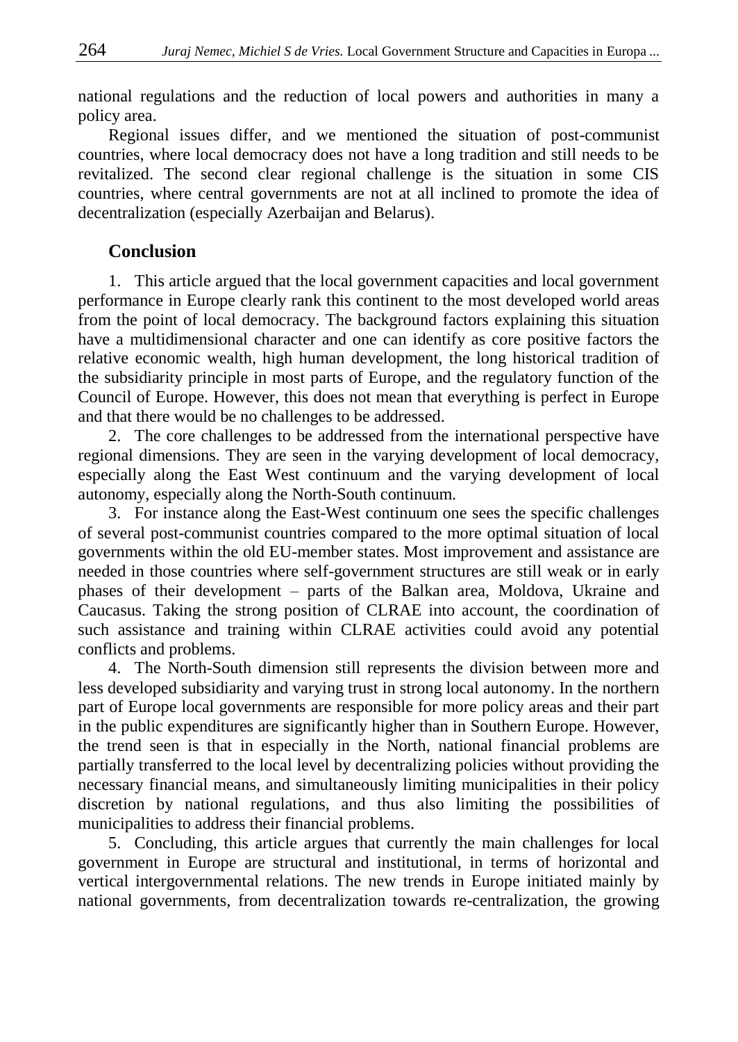national regulations and the reduction of local powers and authorities in many a policy area.

Regional issues differ, and we mentioned the situation of post-communist countries, where local democracy does not have a long tradition and still needs to be revitalized. The second clear regional challenge is the situation in some CIS countries, where central governments are not at all inclined to promote the idea of decentralization (especially Azerbaijan and Belarus).

## Conclusion

1. This article argued that the local government capacities and local government performance in Europe clearly rank this continent to the most developed world areas from the point of local democracy. The background factors explaining this situation have a multidimensional character and one can identify as core positive factors the relative economic wealth, high human development, the long historical tradition of the subsidiarity principle in most parts of Europe, and the regulatory function of the Council of Europe. However, this does not mean that everything is perfect in Europe and that there would be no challenges to be addressed.

2. The core challenges to be addressed from the international perspective have regional dimensions. They are seen in the varying development of local democracy, especially along the East West continuum and the varying development of local autonomy, especially along the North-South continuum.

3. For instance along the East-West continuum one sees the specific challenges of several post-communist countries compared to the more optimal situation of local governments within the old EU-member states. Most improvement and assistance are needed in those countries where self-government structures are still weak or in early phases of their development – parts of the Balkan area, Moldova, Ukraine and Caucasus. Taking the strong position of CLRAE into account, the coordination of such assistance and training within CLRAE activities could avoid any potential conflicts and problems.

4. The North-South dimension still represents the division between more and less developed subsidiarity and varying trust in strong local autonomy. In the northern part of Europe local governments are responsible for more policy areas and their part in the public expenditures are significantly higher than in Southern Europe. However, the trend seen is that in especially in the North, national financial problems are partially transferred to the local level by decentralizing policies without providing the necessary financial means, and simultaneously limiting municipalities in their policy discretion by national regulations, and thus also limiting the possibilities of municipalities to address their financial problems.

5. Concluding, this article argues that currently the main challenges for local government in Europe are structural and institutional, in terms of horizontal and vertical intergovernmental relations. The new trends in Europe initiated mainly by national governments, from decentralization towards re-centralization, the growing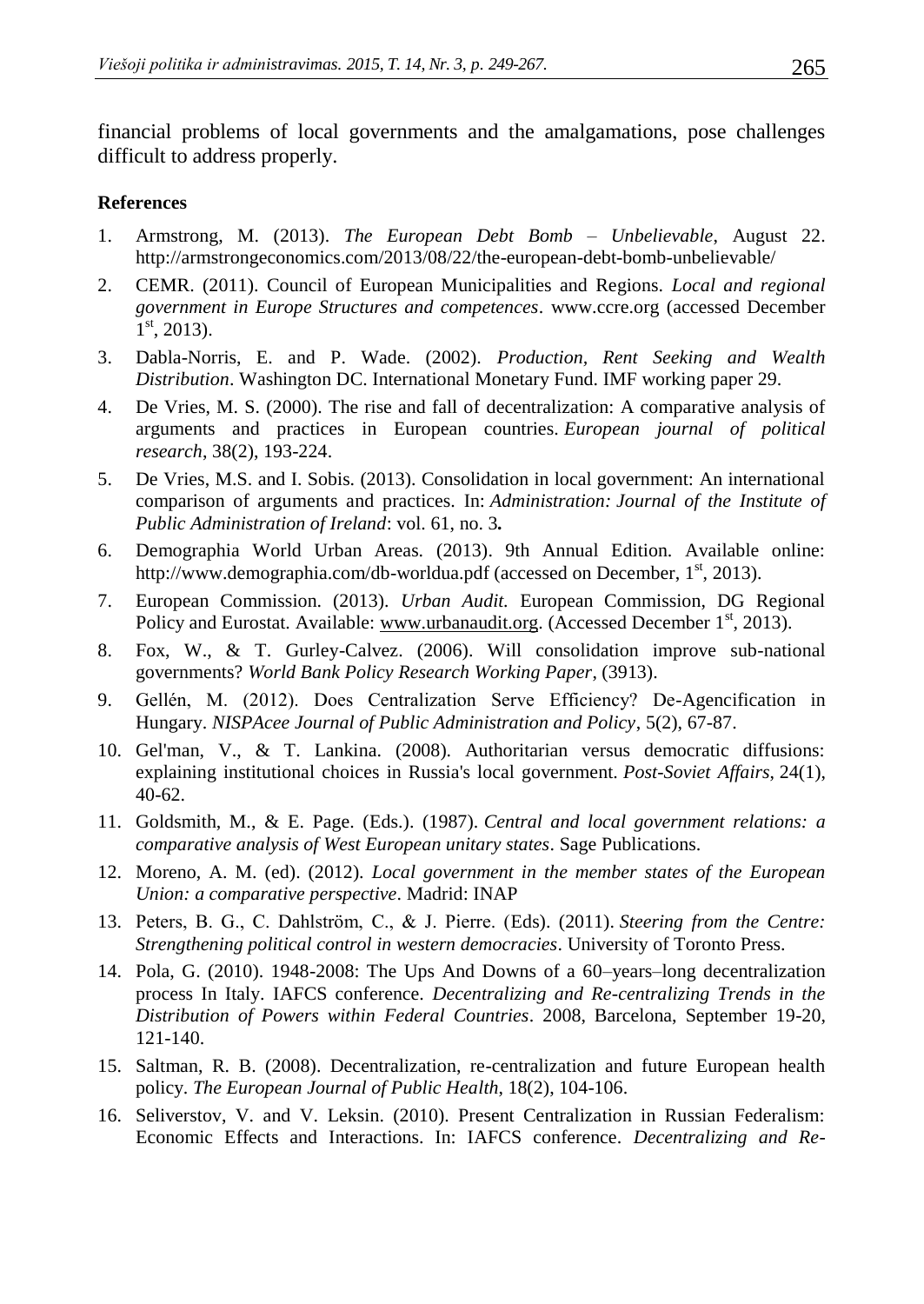financial problems of local governments and the amalgamations, pose challenges difficult to address properly.

**References**

1. Armstrong, M. (2013). *The European Debt Bomb – Unbelievable*, August 22. http://armstrongeconomics.com/2013/08/22/the-european-debt-bomb-unbelievable/
2. CEMR. (2011). Council of European Municipalities and Regions. *Local and regional government in Europe Structures and competences*. www.ccre.org (accessed December 1st, 2013).
3. Dabla-Norris, E. and P. Wade. (2002). *Production, Rent Seeking and Wealth Distribution*. Washington DC. International Monetary Fund. IMF working paper 29.
4. De Vries, M. S. (2000). The rise and fall of decentralization: A comparative analysis of arguments and practices in European countries. *European journal of political research*, 38(2), 193-224.
5. De Vries, M.S. and I. Sobis. (2013). Consolidation in local government: An international comparison of arguments and practices. In: *Administration: Journal of the Institute of Public Administration of Ireland*: vol. 61, no. 3**.**
6. Demographia World Urban Areas. (2013). 9th Annual Edition. Available online: http://www.demographia.com/db-worldua.pdf (accessed on December, 1st, 2013).
7. European Commission. (2013). *Urban Audit.* European Commission, DG Regional Policy and Eurostat. Available: www.urbanaudit.org. (Accessed December 1st, 2013).
8. Fox, W., & T. Gurley-Calvez. (2006). Will consolidation improve sub-national governments? *World Bank Policy Research Working Paper*, (3913).
9. Gellén, M. (2012). Does Centralization Serve Efficiency? De-Agencification in Hungary. *NISPAcee Journal of Public Administration and Policy*, 5(2), 67-87.
10. Gel'man, V., & T. Lankina. (2008). Authoritarian versus democratic diffusions: explaining institutional choices in Russia's local government. *Post-Soviet Affairs*, 24(1), 40-62.
11. Goldsmith, M., & E. Page. (Eds.). (1987). *Central and local government relations: a comparative analysis of West European unitary states*. Sage Publications.
12. Moreno, A. M. (ed). (2012). *Local government in the member states of the European Union: a comparative perspective*. Madrid: INAP
13. Peters, B. G., C. Dahlström, C., & J. Pierre. (Eds). (2011). *Steering from the Centre: Strengthening political control in western democracies*. University of Toronto Press.
14. Pola, G. (2010). 1948-2008: The Ups And Downs of a 60–years–long decentralization process In Italy. IAFCS conference. *Decentralizing and Re-centralizing Trends in the Distribution of Powers within Federal Countries*. 2008, Barcelona, September 19-20, 121-140.
15. Saltman, R. B. (2008). Decentralization, re-centralization and future European health policy. *The European Journal of Public Health*, 18(2), 104-106.
16. Seliverstov, V. and V. Leksin. (2010). Present Centralization in Russian Federalism: Economic Effects and Interactions. In: IAFCS conference. *Decentralizing and Re-*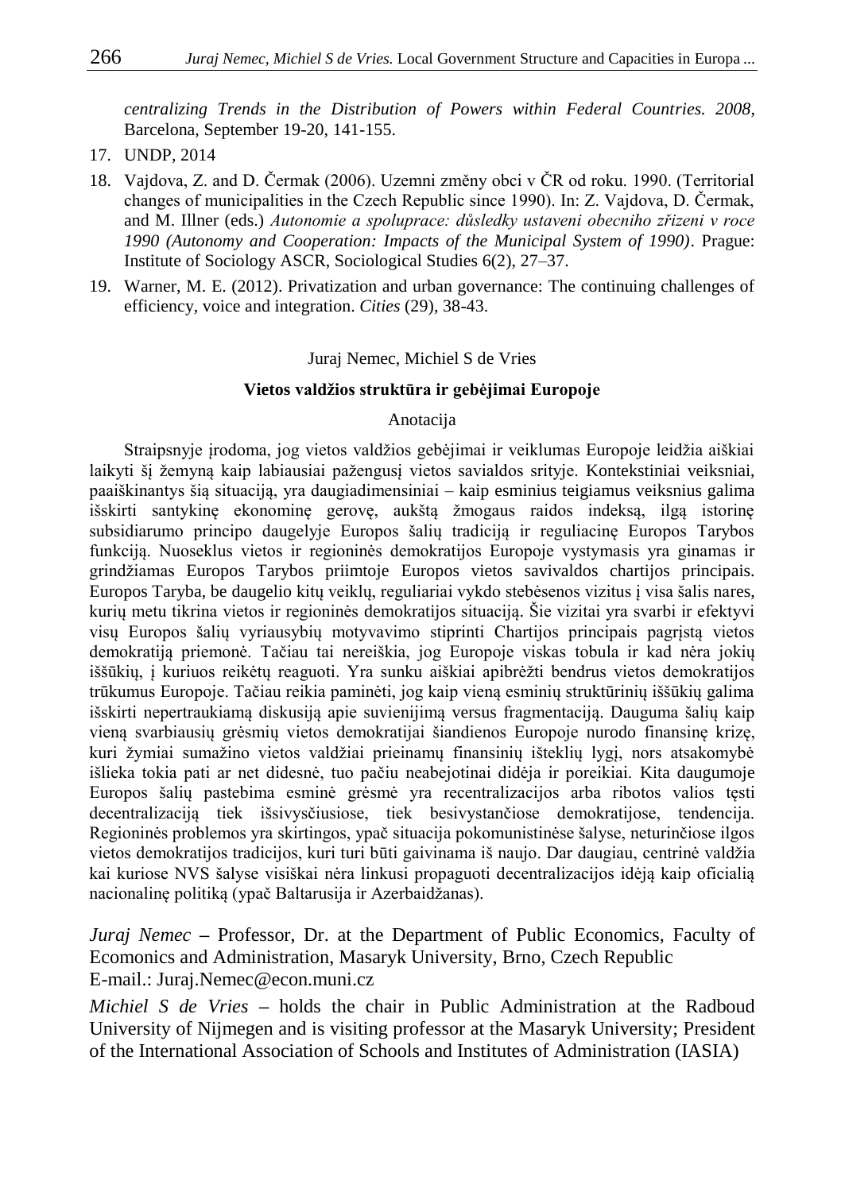*centralizing Trends in the Distribution of Powers within Federal Countries. 2008*, Barcelona, September 19-20, 141-155.

17. UNDP, 2014
18. Vajdova, Z. and D. Čermak (2006). Uzemni změny obci v ČR od roku. 1990. (Territorial changes of municipalities in the Czech Republic since 1990). In: Z. Vajdova, D. Čermak, and M. Illner (eds.) *Autonomie a spoluprace: důsledky ustaveni obecniho zřizeni v roce 1990 (Autonomy and Cooperation: Impacts of the Municipal System of 1990)*. Prague: Institute of Sociology ASCR, Sociological Studies 6(2), 27–37.
19. Warner, M. E. (2012). Privatization and urban governance: The continuing challenges of efficiency, voice and integration. *Cities* (29), 38-43.

Juraj Nemec, Michiel S de Vries

**Vietos valdžios struktūra ir gebėjimai Europoje**

Anotacija

Straipsnyje įrodoma, jog vietos valdžios gebėjimai ir veiklumas Europoje leidžia aiškiai laikyti šį žemyną kaip labiausiai pažengusį vietos savialdos srityje. Kontekstiniai veiksniai, paaiškinantys šią situaciją, yra daugiadimensiniai – kaip esminius teigiamus veiksnius galima išskirti santykinę ekonominę gerovę, aukštą žmogaus raidos indeksą, ilgą istorinę subsidiarumo principo daugelyje Europos šalių tradiciją ir reguliacinę Europos Tarybos funkciją. Nuoseklus vietos ir regioninės demokratijos Europoje vystymasis yra ginamas ir grindžiamas Europos Tarybos priimtoje Europos vietos savivaldos chartijos principais. Europos Taryba, be daugelio kitų veiklų, reguliariai vykdo stebėsenos vizitus į visa šalis nares, kurių metu tikrina vietos ir regioninės demokratijos situaciją. Šie vizitai yra svarbi ir efektyvi visų Europos šalių vyriausybių motyvavimo stiprinti Chartijos principais pagrįstą vietos demokratiją priemonė. Tačiau tai nereiškia, jog Europoje viskas tobula ir kad nėra jokių iššūkių, į kuriuos reikėtų reaguoti. Yra sunku aiškiai apibrėžti bendrus vietos demokratijos trūkumus Europoje. Tačiau reikia paminėti, jog kaip vieną esminių struktūrinių iššūkių galima išskirti nepertraukiamą diskusiją apie suvienijimą versus fragmentaciją. Dauguma šalių kaip vieną svarbiausių grėsmių vietos demokratijai šiandienos Europoje nurodo finansinę krizę, kuri žymiai sumažino vietos valdžiai prieinamų finansinių išteklių lygį, nors atsakomybė išlieka tokia pati ar net didesnė, tuo pačiu neabejotinai didėja ir poreikiai. Kita daugumoje Europos šalių pastebima esminė grėsmė yra recentralizacijos arba ribotos valios tęsti decentralizaciją tiek išsivysčiusiose, tiek besivystančiose demokratijose, tendencija. Regioninės problemos yra skirtingos, ypač situacija pokomunistinėse šalyse, neturinčiose ilgos vietos demokratijos tradicijos, kuri turi būti gaivinama iš naujo. Dar daugiau, centrinė valdžia kai kuriose NVS šalyse visiškai nėra linkusi propaguoti decentralizacijos idėją kaip oficialią nacionalinę politiką (ypač Baltarusija ir Azerbaidžanas).

*Juraj Nemec* – Professor, Dr. at the Department of Public Economics, Faculty of Ecomonics and Administration, Masaryk University, Brno, Czech Republic
E-mail.: Juraj.Nemec@econ.muni.cz

*Michiel S de Vries* – holds the chair in Public Administration at the Radboud University of Nijmegen and is visiting professor at the Masaryk University; President of the International Association of Schools and Institutes of Administration (IASIA)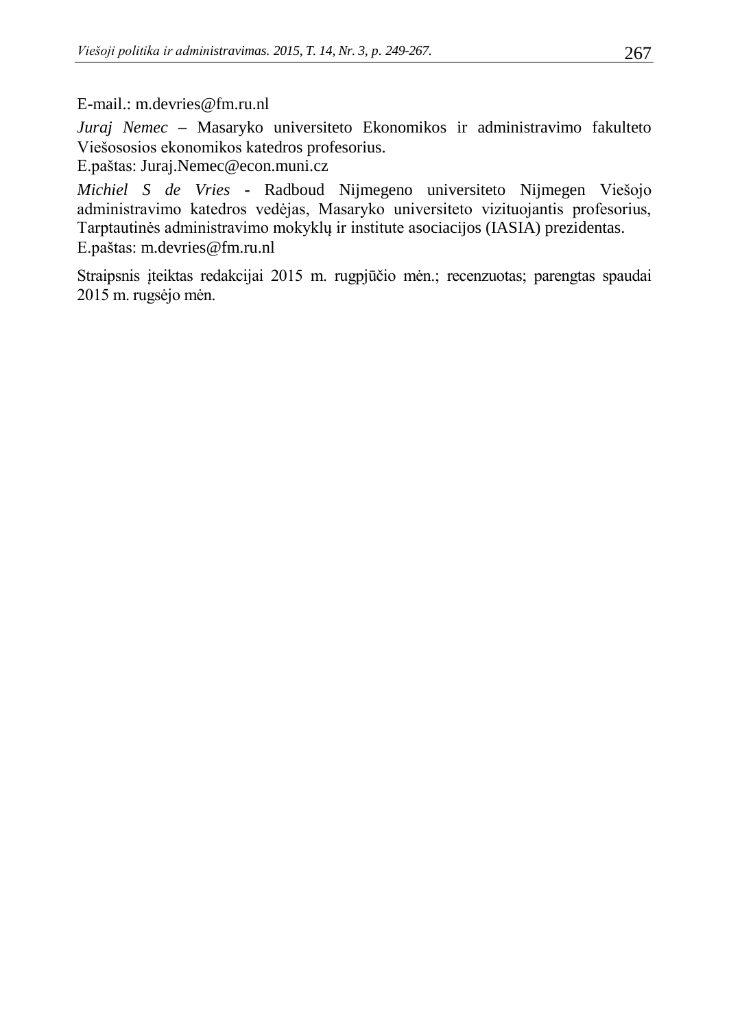E-mail.: m.devries@fm.ru.nl

*Juraj Nemec* – Masaryko universiteto Ekonomikos ir administravimo fakulteto Viešososios ekonomikos katedros profesorius.
E.paštas: Juraj.Nemec@econ.muni.cz

*Michiel S de Vries* - Radboud Nijmegeno universiteto Nijmegen Viešojo administravimo katedros vedėjas, Masaryko universiteto vizituojantis profesorius, Tarptautinės administravimo mokyklų ir institute asociacijos (IASIA) prezidentas.
E.paštas: m.devries@fm.ru.nl

Straipsnis įteiktas redakcijai 2015 m. rugpjūčio mėn.; recenzuotas; parengtas spaudai 2015 m. rugsėjo mėn.